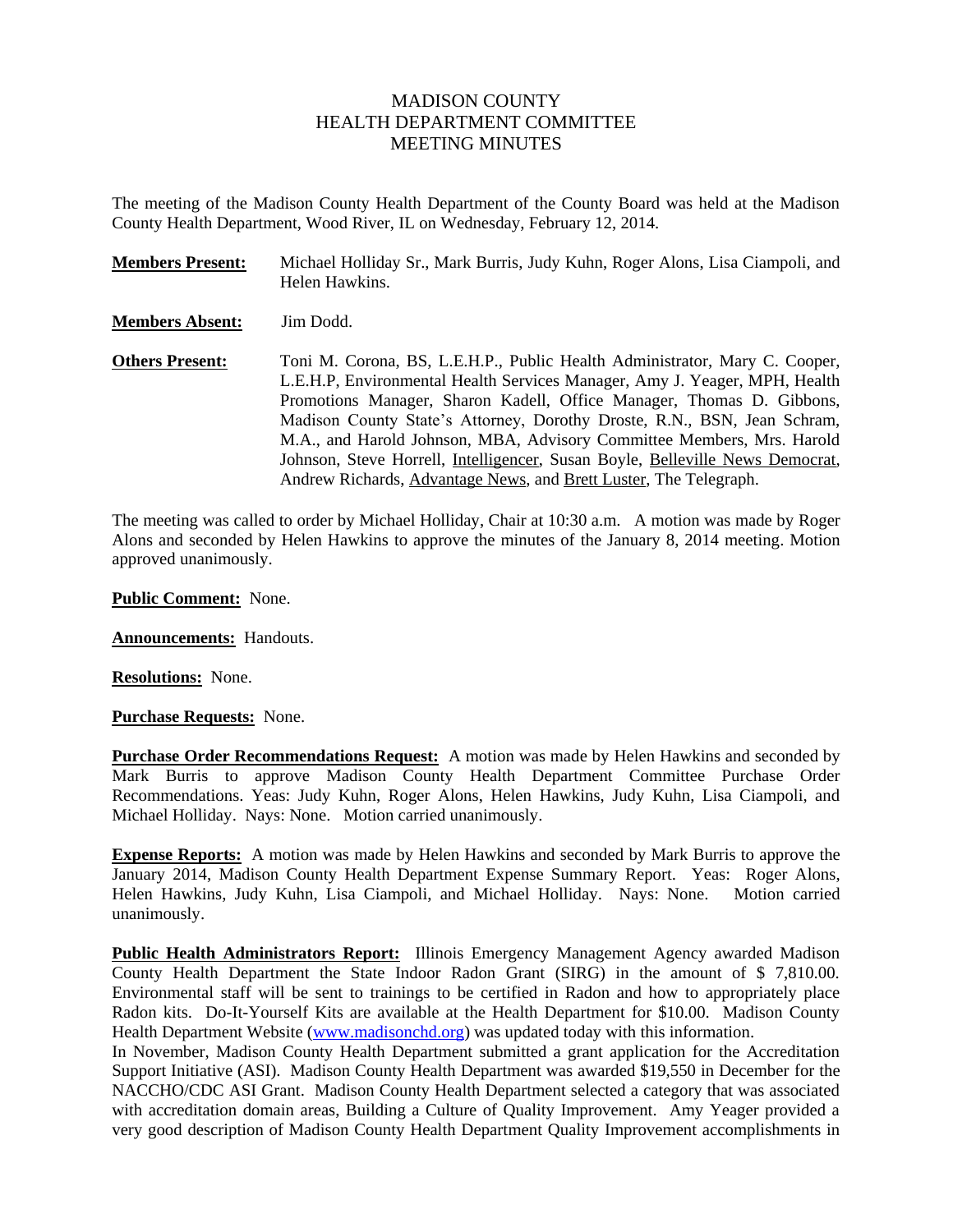# MADISON COUNTY
# HEALTH DEPARTMENT COMMITTEE
# MEETING MINUTES

The meeting of the Madison County Health Department of the County Board was held at the Madison County Health Department, Wood River, IL on Wednesday, February 12, 2014.

**Members Present:** Michael Holliday Sr., Mark Burris, Judy Kuhn, Roger Alons, Lisa Ciampoli, and Helen Hawkins.

**Members Absent:** Jim Dodd.

**Others Present:** Toni M. Corona, BS, L.E.H.P., Public Health Administrator, Mary C. Cooper, L.E.H.P, Environmental Health Services Manager, Amy J. Yeager, MPH, Health Promotions Manager, Sharon Kadell, Office Manager, Thomas D. Gibbons, Madison County State's Attorney, Dorothy Droste, R.N., BSN, Jean Schram, M.A., and Harold Johnson, MBA, Advisory Committee Members, Mrs. Harold Johnson, Steve Horrell, Intelligencer, Susan Boyle, Belleville News Democrat, Andrew Richards, Advantage News, and Brett Luster, The Telegraph.

The meeting was called to order by Michael Holliday, Chair at 10:30 a.m. A motion was made by Roger Alons and seconded by Helen Hawkins to approve the minutes of the January 8, 2014 meeting. Motion approved unanimously.

**Public Comment:** None.

**Announcements:** Handouts.

**Resolutions:** None.

**Purchase Requests:** None.

**Purchase Order Recommendations Request:** A motion was made by Helen Hawkins and seconded by Mark Burris to approve Madison County Health Department Committee Purchase Order Recommendations. Yeas: Judy Kuhn, Roger Alons, Helen Hawkins, Judy Kuhn, Lisa Ciampoli, and Michael Holliday. Nays: None. Motion carried unanimously.

**Expense Reports:** A motion was made by Helen Hawkins and seconded by Mark Burris to approve the January 2014, Madison County Health Department Expense Summary Report. Yeas: Roger Alons, Helen Hawkins, Judy Kuhn, Lisa Ciampoli, and Michael Holliday. Nays: None. Motion carried unanimously.

**Public Health Administrators Report:** Illinois Emergency Management Agency awarded Madison County Health Department the State Indoor Radon Grant (SIRG) in the amount of $ 7,810.00. Environmental staff will be sent to trainings to be certified in Radon and how to appropriately place Radon kits. Do-It-Yourself Kits are available at the Health Department for $10.00. Madison County Health Department Website (www.madisonchd.org) was updated today with this information.

In November, Madison County Health Department submitted a grant application for the Accreditation Support Initiative (ASI). Madison County Health Department was awarded $19,550 in December for the NACCHO/CDC ASI Grant. Madison County Health Department selected a category that was associated with accreditation domain areas, Building a Culture of Quality Improvement. Amy Yeager provided a very good description of Madison County Health Department Quality Improvement accomplishments in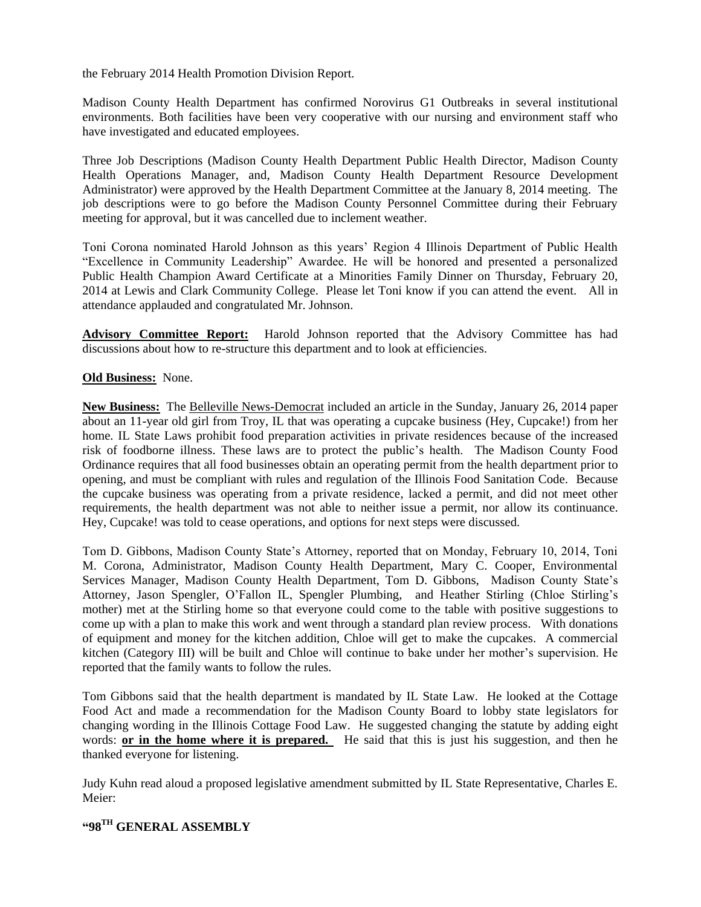the February 2014 Health Promotion Division Report.

Madison County Health Department has confirmed Norovirus G1 Outbreaks in several institutional environments. Both facilities have been very cooperative with our nursing and environment staff who have investigated and educated employees.

Three Job Descriptions (Madison County Health Department Public Health Director, Madison County Health Operations Manager, and, Madison County Health Department Resource Development Administrator) were approved by the Health Department Committee at the January 8, 2014 meeting. The job descriptions were to go before the Madison County Personnel Committee during their February meeting for approval, but it was cancelled due to inclement weather.

Toni Corona nominated Harold Johnson as this years' Region 4 Illinois Department of Public Health "Excellence in Community Leadership" Awardee. He will be honored and presented a personalized Public Health Champion Award Certificate at a Minorities Family Dinner on Thursday, February 20, 2014 at Lewis and Clark Community College. Please let Toni know if you can attend the event. All in attendance applauded and congratulated Mr. Johnson.

**Advisory Committee Report:** Harold Johnson reported that the Advisory Committee has had discussions about how to re-structure this department and to look at efficiencies.

**Old Business:** None.

**New Business:** The Belleville News-Democrat included an article in the Sunday, January 26, 2014 paper about an 11-year old girl from Troy, IL that was operating a cupcake business (Hey, Cupcake!) from her home. IL State Laws prohibit food preparation activities in private residences because of the increased risk of foodborne illness. These laws are to protect the public's health. The Madison County Food Ordinance requires that all food businesses obtain an operating permit from the health department prior to opening, and must be compliant with rules and regulation of the Illinois Food Sanitation Code. Because the cupcake business was operating from a private residence, lacked a permit, and did not meet other requirements, the health department was not able to neither issue a permit, nor allow its continuance. Hey, Cupcake! was told to cease operations, and options for next steps were discussed.

Tom D. Gibbons, Madison County State's Attorney, reported that on Monday, February 10, 2014, Toni M. Corona, Administrator, Madison County Health Department, Mary C. Cooper, Environmental Services Manager, Madison County Health Department, Tom D. Gibbons, Madison County State's Attorney, Jason Spengler, O'Fallon IL, Spengler Plumbing, and Heather Stirling (Chloe Stirling's mother) met at the Stirling home so that everyone could come to the table with positive suggestions to come up with a plan to make this work and went through a standard plan review process. With donations of equipment and money for the kitchen addition, Chloe will get to make the cupcakes. A commercial kitchen (Category III) will be built and Chloe will continue to bake under her mother's supervision. He reported that the family wants to follow the rules.

Tom Gibbons said that the health department is mandated by IL State Law. He looked at the Cottage Food Act and made a recommendation for the Madison County Board to lobby state legislators for changing wording in the Illinois Cottage Food Law. He suggested changing the statute by adding eight words: **or in the home where it is prepared.** He said that this is just his suggestion, and then he thanked everyone for listening.

Judy Kuhn read aloud a proposed legislative amendment submitted by IL State Representative, Charles E. Meier:

**"98TH GENERAL ASSEMBLY**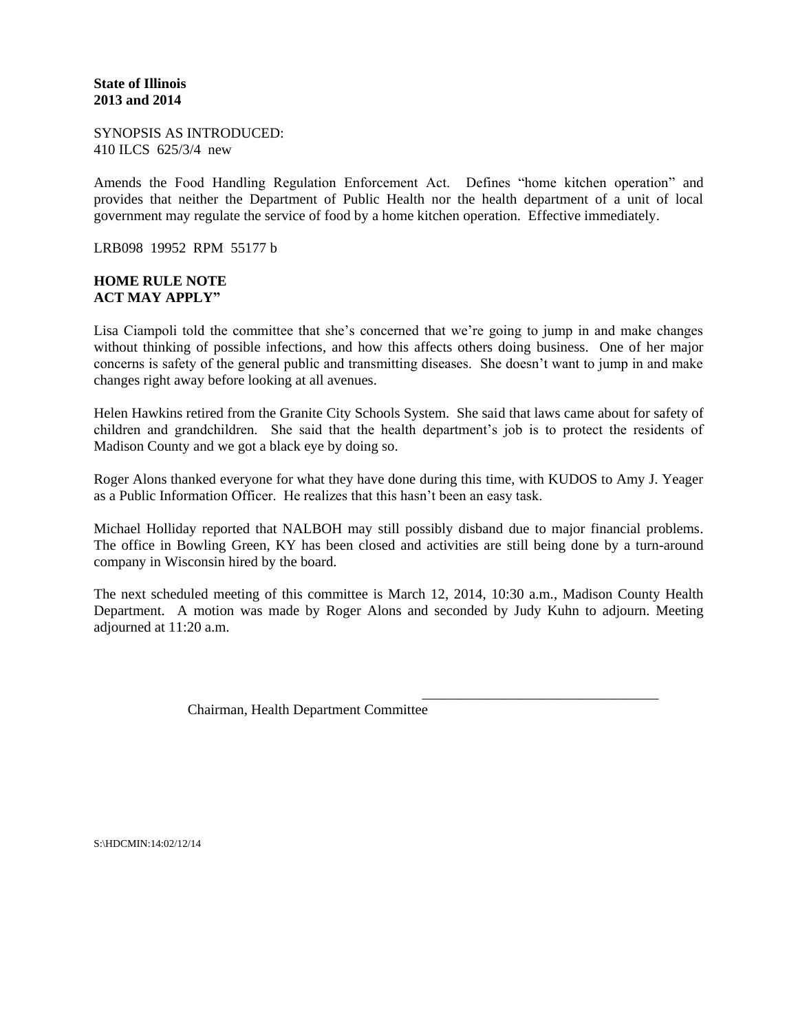**State of Illinois**
**2013 and 2014**

SYNOPSIS AS INTRODUCED:
410 ILCS 625/3/4 new

Amends the Food Handling Regulation Enforcement Act. Defines "home kitchen operation" and provides that neither the Department of Public Health nor the health department of a unit of local government may regulate the service of food by a home kitchen operation. Effective immediately.

LRB098 19952 RPM 55177 b

**HOME RULE NOTE**
**ACT MAY APPLY"**

Lisa Ciampoli told the committee that she's concerned that we're going to jump in and make changes without thinking of possible infections, and how this affects others doing business. One of her major concerns is safety of the general public and transmitting diseases. She doesn't want to jump in and make changes right away before looking at all avenues.

Helen Hawkins retired from the Granite City Schools System. She said that laws came about for safety of children and grandchildren. She said that the health department's job is to protect the residents of Madison County and we got a black eye by doing so.

Roger Alons thanked everyone for what they have done during this time, with KUDOS to Amy J. Yeager as a Public Information Officer. He realizes that this hasn't been an easy task.

Michael Holliday reported that NALBOH may still possibly disband due to major financial problems. The office in Bowling Green, KY has been closed and activities are still being done by a turn-around company in Wisconsin hired by the board.

The next scheduled meeting of this committee is March 12, 2014, 10:30 a.m., Madison County Health Department. A motion was made by Roger Alons and seconded by Judy Kuhn to adjourn. Meeting adjourned at 11:20 a.m.

\_\_\_\_\_\_\_\_\_\_\_\_\_\_\_\_\_\_\_\_\_\_\_\_\_\_\_\_\_\_\_\_\_\_

Chairman, Health Department Committee

S:\HDCMIN:14:02/12/14